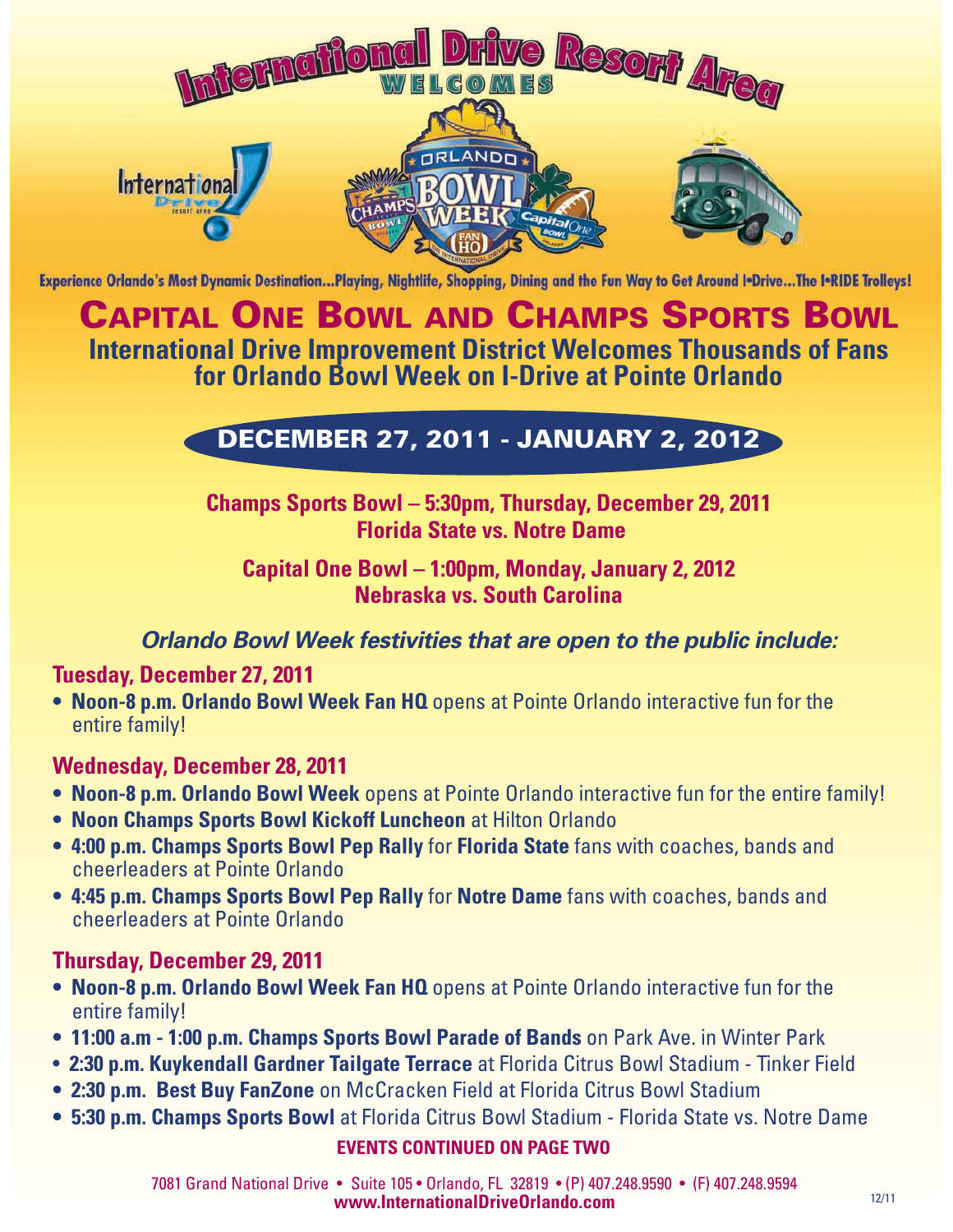# International Drive Resort Area WELCOMES

Experience Orlando's Most Dynamic Destination...Playing, Nightlife, Shopping, Dining and the Fun Way to Get Around I•Drive...The I•RIDE Trolleys!

# Capital One Bowl and Champs Sports Bowl

## International Drive Improvement District Welcomes Thousands of Fans for Orlando Bowl Week on I-Drive at Pointe Orlando

## DECEMBER 27, 2011 - JANUARY 2, 2012

**Champs Sports Bowl – 5:30pm, Thursday, December 29, 2011**
**Florida State vs. Notre Dame**

**Capital One Bowl – 1:00pm, Monday, January 2, 2012**
**Nebraska vs. South Carolina**

### *Orlando Bowl Week festivities that are open to the public include:*

### Tuesday, December 27, 2011

- **Noon-8 p.m. Orlando Bowl Week Fan HQ** opens at Pointe Orlando interactive fun for the entire family!

### Wednesday, December 28, 2011

- **Noon-8 p.m. Orlando Bowl Week** opens at Pointe Orlando interactive fun for the entire family!
- **Noon Champs Sports Bowl Kickoff Luncheon** at Hilton Orlando
- **4:00 p.m. Champs Sports Bowl Pep Rally** for **Florida State** fans with coaches, bands and cheerleaders at Pointe Orlando
- **4:45 p.m. Champs Sports Bowl Pep Rally** for **Notre Dame** fans with coaches, bands and cheerleaders at Pointe Orlando

### Thursday, December 29, 2011

- **Noon-8 p.m. Orlando Bowl Week Fan HQ** opens at Pointe Orlando interactive fun for the entire family!
- **11:00 a.m - 1:00 p.m. Champs Sports Bowl Parade of Bands** on Park Ave. in Winter Park
- **2:30 p.m. Kuykendall Gardner Tailgate Terrace** at Florida Citrus Bowl Stadium - Tinker Field
- **2:30 p.m. Best Buy FanZone** on McCracken Field at Florida Citrus Bowl Stadium
- **5:30 p.m. Champs Sports Bowl** at Florida Citrus Bowl Stadium - Florida State vs. Notre Dame

**EVENTS CONTINUED ON PAGE TWO**

7081 Grand National Drive • Suite 105 • Orlando, FL 32819 • (P) 407.248.9590 • (F) 407.248.9594
**www.InternationalDriveOrlando.com**

12/11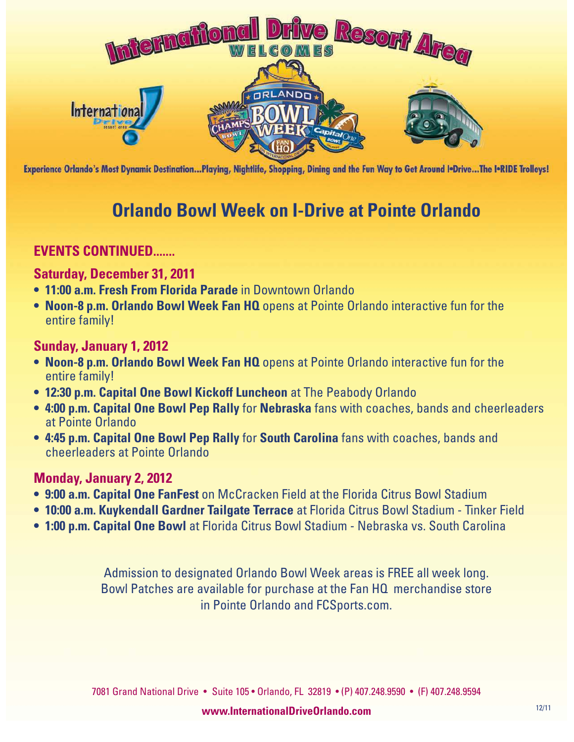# International Drive Resort Area WELCOMES

Experience Orlando's Most Dynamic Destination...Playing, Nightlife, Shopping, Dining and the Fun Way to Get Around I•Drive...The I•RIDE Trolleys!

## Orlando Bowl Week on I-Drive at Pointe Orlando

### EVENTS CONTINUED.......

### Saturday, December 31, 2011

- **11:00 a.m. Fresh From Florida Parade** in Downtown Orlando
- **Noon-8 p.m. Orlando Bowl Week Fan HQ** opens at Pointe Orlando interactive fun for the entire family!

### Sunday, January 1, 2012

- **Noon-8 p.m. Orlando Bowl Week Fan HQ** opens at Pointe Orlando interactive fun for the entire family!
- **12:30 p.m. Capital One Bowl Kickoff Luncheon** at The Peabody Orlando
- **4:00 p.m. Capital One Bowl Pep Rally** for **Nebraska** fans with coaches, bands and cheerleaders at Pointe Orlando
- **4:45 p.m. Capital One Bowl Pep Rally** for **South Carolina** fans with coaches, bands and cheerleaders at Pointe Orlando

### Monday, January 2, 2012

- **9:00 a.m. Capital One FanFest** on McCracken Field at the Florida Citrus Bowl Stadium
- **10:00 a.m. Kuykendall Gardner Tailgate Terrace** at Florida Citrus Bowl Stadium - Tinker Field
- **1:00 p.m. Capital One Bowl** at Florida Citrus Bowl Stadium - Nebraska vs. South Carolina

Admission to designated Orlando Bowl Week areas is FREE all week long.
Bowl Patches are available for purchase at the Fan HQ merchandise store in Pointe Orlando and FCSports.com.

7081 Grand National Drive • Suite 105 • Orlando, FL 32819 • (P) 407.248.9590 • (F) 407.248.9594

**www.InternationalDriveOrlando.com**

12/11